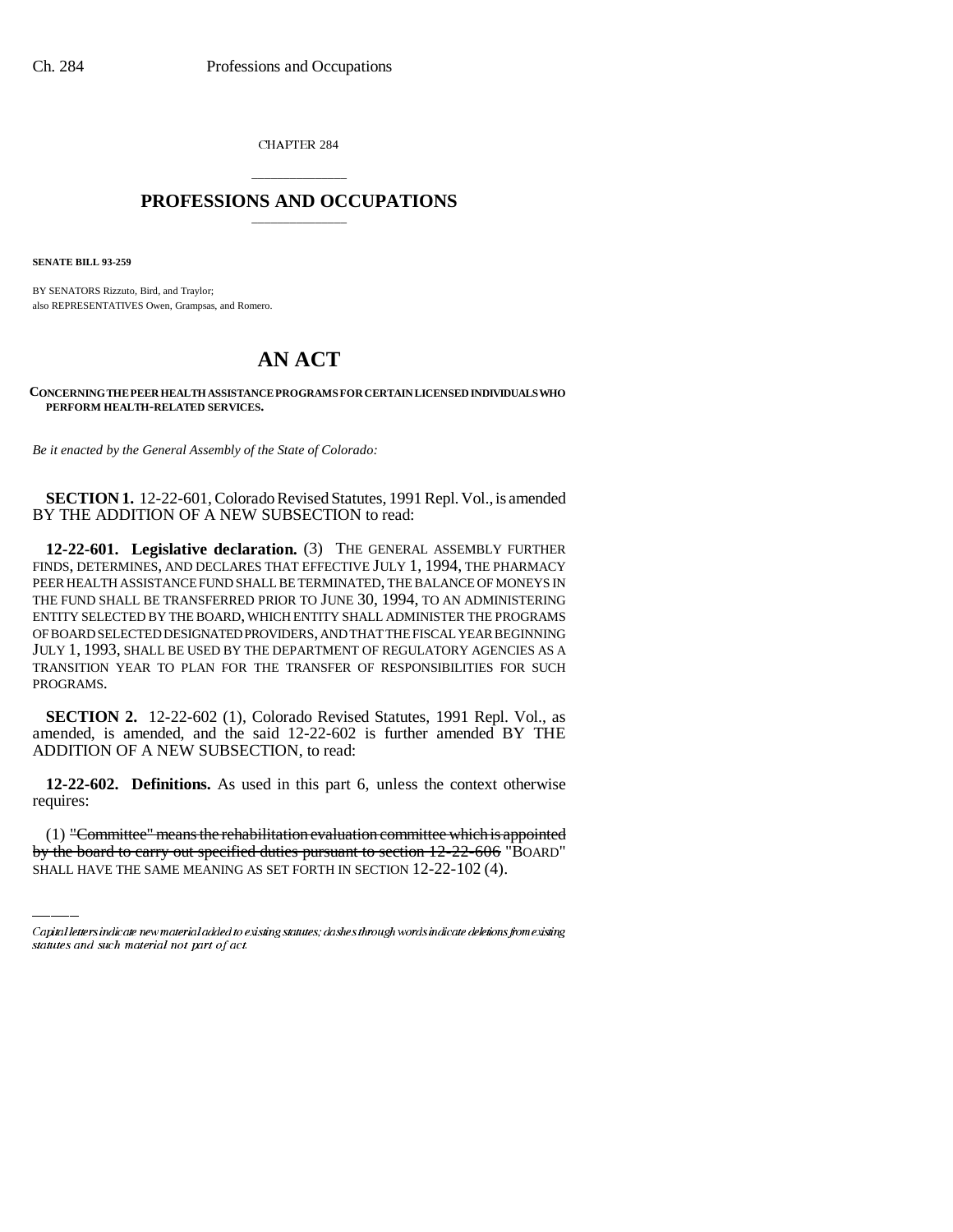CHAPTER 284

# PROFESSIONS AND OCCUPATIONS

**SENATE BILL 93-259**

BY SENATORS Rizzuto, Bird, and Traylor;
also REPRESENTATIVES Owen, Grampsas, and Romero.

# AN ACT

**CONCERNING THE PEER HEALTH ASSISTANCE PROGRAMS FOR CERTAIN LICENSED INDIVIDUALS WHO PERFORM HEALTH-RELATED SERVICES.**

*Be it enacted by the General Assembly of the State of Colorado:*

**SECTION 1.** 12-22-601, Colorado Revised Statutes, 1991 Repl. Vol., is amended BY THE ADDITION OF A NEW SUBSECTION to read:

**12-22-601. Legislative declaration.** (3) THE GENERAL ASSEMBLY FURTHER FINDS, DETERMINES, AND DECLARES THAT EFFECTIVE JULY 1, 1994, THE PHARMACY PEER HEALTH ASSISTANCE FUND SHALL BE TERMINATED, THE BALANCE OF MONEYS IN THE FUND SHALL BE TRANSFERRED PRIOR TO JUNE 30, 1994, TO AN ADMINISTERING ENTITY SELECTED BY THE BOARD, WHICH ENTITY SHALL ADMINISTER THE PROGRAMS OF BOARD SELECTED DESIGNATED PROVIDERS, AND THAT THE FISCAL YEAR BEGINNING JULY 1, 1993, SHALL BE USED BY THE DEPARTMENT OF REGULATORY AGENCIES AS A TRANSITION YEAR TO PLAN FOR THE TRANSFER OF RESPONSIBILITIES FOR SUCH PROGRAMS.

**SECTION 2.** 12-22-602 (1), Colorado Revised Statutes, 1991 Repl. Vol., as amended, is amended, and the said 12-22-602 is further amended BY THE ADDITION OF A NEW SUBSECTION, to read:

**12-22-602. Definitions.** As used in this part 6, unless the context otherwise requires:

(1) ~~"Committee" means the rehabilitation evaluation committee which is appointed by the board to carry out specified duties pursuant to section 12-22-606~~ "BOARD" SHALL HAVE THE SAME MEANING AS SET FORTH IN SECTION 12-22-102 (4).

Capital letters indicate new material added to existing statutes; dashes through words indicate deletions from existing statutes and such material not part of act.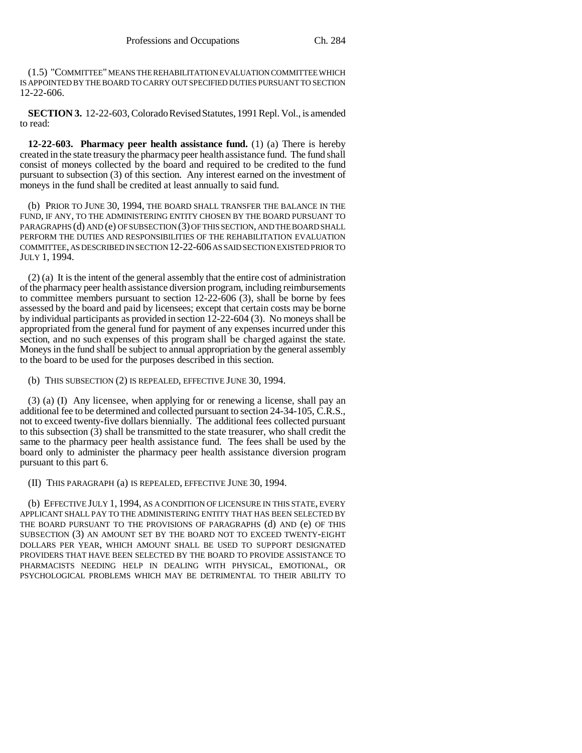(1.5) "COMMITTEE" MEANS THE REHABILITATION EVALUATION COMMITTEE WHICH IS APPOINTED BY THE BOARD TO CARRY OUT SPECIFIED DUTIES PURSUANT TO SECTION 12-22-606.

**SECTION 3.** 12-22-603, Colorado Revised Statutes, 1991 Repl. Vol., is amended to read:

**12-22-603. Pharmacy peer health assistance fund.** (1) (a) There is hereby created in the state treasury the pharmacy peer health assistance fund. The fund shall consist of moneys collected by the board and required to be credited to the fund pursuant to subsection (3) of this section. Any interest earned on the investment of moneys in the fund shall be credited at least annually to said fund.

(b) PRIOR TO JUNE 30, 1994, THE BOARD SHALL TRANSFER THE BALANCE IN THE FUND, IF ANY, TO THE ADMINISTERING ENTITY CHOSEN BY THE BOARD PURSUANT TO PARAGRAPHS (d) AND (e) OF SUBSECTION (3) OF THIS SECTION, AND THE BOARD SHALL PERFORM THE DUTIES AND RESPONSIBILITIES OF THE REHABILITATION EVALUATION COMMITTEE, AS DESCRIBED IN SECTION 12-22-606 AS SAID SECTION EXISTED PRIOR TO JULY 1, 1994.

(2) (a) It is the intent of the general assembly that the entire cost of administration of the pharmacy peer health assistance diversion program, including reimbursements to committee members pursuant to section 12-22-606 (3), shall be borne by fees assessed by the board and paid by licensees; except that certain costs may be borne by individual participants as provided in section 12-22-604 (3). No moneys shall be appropriated from the general fund for payment of any expenses incurred under this section, and no such expenses of this program shall be charged against the state. Moneys in the fund shall be subject to annual appropriation by the general assembly to the board to be used for the purposes described in this section.

(b) THIS SUBSECTION (2) IS REPEALED, EFFECTIVE JUNE 30, 1994.

(3) (a) (I) Any licensee, when applying for or renewing a license, shall pay an additional fee to be determined and collected pursuant to section 24-34-105, C.R.S., not to exceed twenty-five dollars biennially. The additional fees collected pursuant to this subsection (3) shall be transmitted to the state treasurer, who shall credit the same to the pharmacy peer health assistance fund. The fees shall be used by the board only to administer the pharmacy peer health assistance diversion program pursuant to this part 6.

(II) THIS PARAGRAPH (a) IS REPEALED, EFFECTIVE JUNE 30, 1994.

(b) EFFECTIVE JULY 1, 1994, AS A CONDITION OF LICENSURE IN THIS STATE, EVERY APPLICANT SHALL PAY TO THE ADMINISTERING ENTITY THAT HAS BEEN SELECTED BY THE BOARD PURSUANT TO THE PROVISIONS OF PARAGRAPHS (d) AND (e) OF THIS SUBSECTION (3) AN AMOUNT SET BY THE BOARD NOT TO EXCEED TWENTY-EIGHT DOLLARS PER YEAR, WHICH AMOUNT SHALL BE USED TO SUPPORT DESIGNATED PROVIDERS THAT HAVE BEEN SELECTED BY THE BOARD TO PROVIDE ASSISTANCE TO PHARMACISTS NEEDING HELP IN DEALING WITH PHYSICAL, EMOTIONAL, OR PSYCHOLOGICAL PROBLEMS WHICH MAY BE DETRIMENTAL TO THEIR ABILITY TO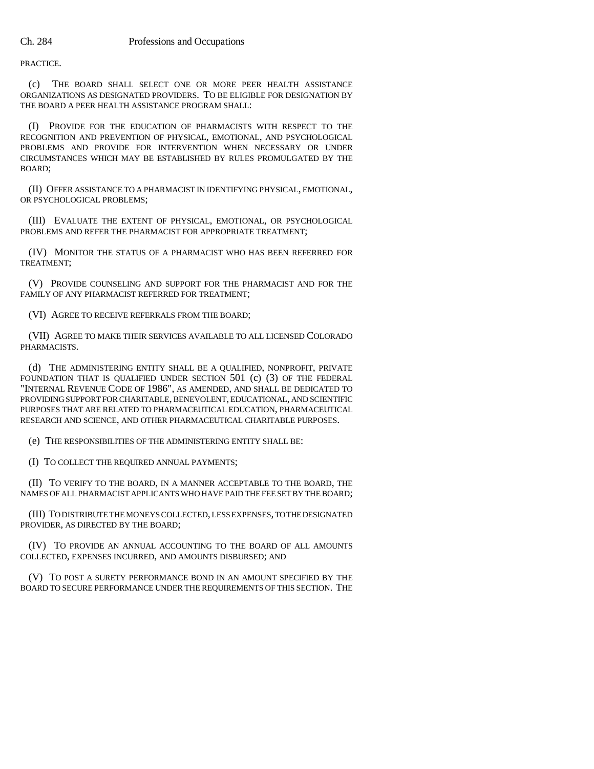PRACTICE.

(c) THE BOARD SHALL SELECT ONE OR MORE PEER HEALTH ASSISTANCE ORGANIZATIONS AS DESIGNATED PROVIDERS. TO BE ELIGIBLE FOR DESIGNATION BY THE BOARD A PEER HEALTH ASSISTANCE PROGRAM SHALL:

(I) PROVIDE FOR THE EDUCATION OF PHARMACISTS WITH RESPECT TO THE RECOGNITION AND PREVENTION OF PHYSICAL, EMOTIONAL, AND PSYCHOLOGICAL PROBLEMS AND PROVIDE FOR INTERVENTION WHEN NECESSARY OR UNDER CIRCUMSTANCES WHICH MAY BE ESTABLISHED BY RULES PROMULGATED BY THE BOARD;

(II) OFFER ASSISTANCE TO A PHARMACIST IN IDENTIFYING PHYSICAL, EMOTIONAL, OR PSYCHOLOGICAL PROBLEMS;

(III) EVALUATE THE EXTENT OF PHYSICAL, EMOTIONAL, OR PSYCHOLOGICAL PROBLEMS AND REFER THE PHARMACIST FOR APPROPRIATE TREATMENT;

(IV) MONITOR THE STATUS OF A PHARMACIST WHO HAS BEEN REFERRED FOR TREATMENT;

(V) PROVIDE COUNSELING AND SUPPORT FOR THE PHARMACIST AND FOR THE FAMILY OF ANY PHARMACIST REFERRED FOR TREATMENT;

(VI) AGREE TO RECEIVE REFERRALS FROM THE BOARD;

(VII) AGREE TO MAKE THEIR SERVICES AVAILABLE TO ALL LICENSED COLORADO PHARMACISTS.

(d) THE ADMINISTERING ENTITY SHALL BE A QUALIFIED, NONPROFIT, PRIVATE FOUNDATION THAT IS QUALIFIED UNDER SECTION 501 (c) (3) OF THE FEDERAL "INTERNAL REVENUE CODE OF 1986", AS AMENDED, AND SHALL BE DEDICATED TO PROVIDING SUPPORT FOR CHARITABLE, BENEVOLENT, EDUCATIONAL, AND SCIENTIFIC PURPOSES THAT ARE RELATED TO PHARMACEUTICAL EDUCATION, PHARMACEUTICAL RESEARCH AND SCIENCE, AND OTHER PHARMACEUTICAL CHARITABLE PURPOSES.

(e) THE RESPONSIBILITIES OF THE ADMINISTERING ENTITY SHALL BE:

(I) TO COLLECT THE REQUIRED ANNUAL PAYMENTS;

(II) TO VERIFY TO THE BOARD, IN A MANNER ACCEPTABLE TO THE BOARD, THE NAMES OF ALL PHARMACIST APPLICANTS WHO HAVE PAID THE FEE SET BY THE BOARD;

(III) TO DISTRIBUTE THE MONEYS COLLECTED, LESS EXPENSES, TO THE DESIGNATED PROVIDER, AS DIRECTED BY THE BOARD;

(IV) TO PROVIDE AN ANNUAL ACCOUNTING TO THE BOARD OF ALL AMOUNTS COLLECTED, EXPENSES INCURRED, AND AMOUNTS DISBURSED; AND

(V) TO POST A SURETY PERFORMANCE BOND IN AN AMOUNT SPECIFIED BY THE BOARD TO SECURE PERFORMANCE UNDER THE REQUIREMENTS OF THIS SECTION. THE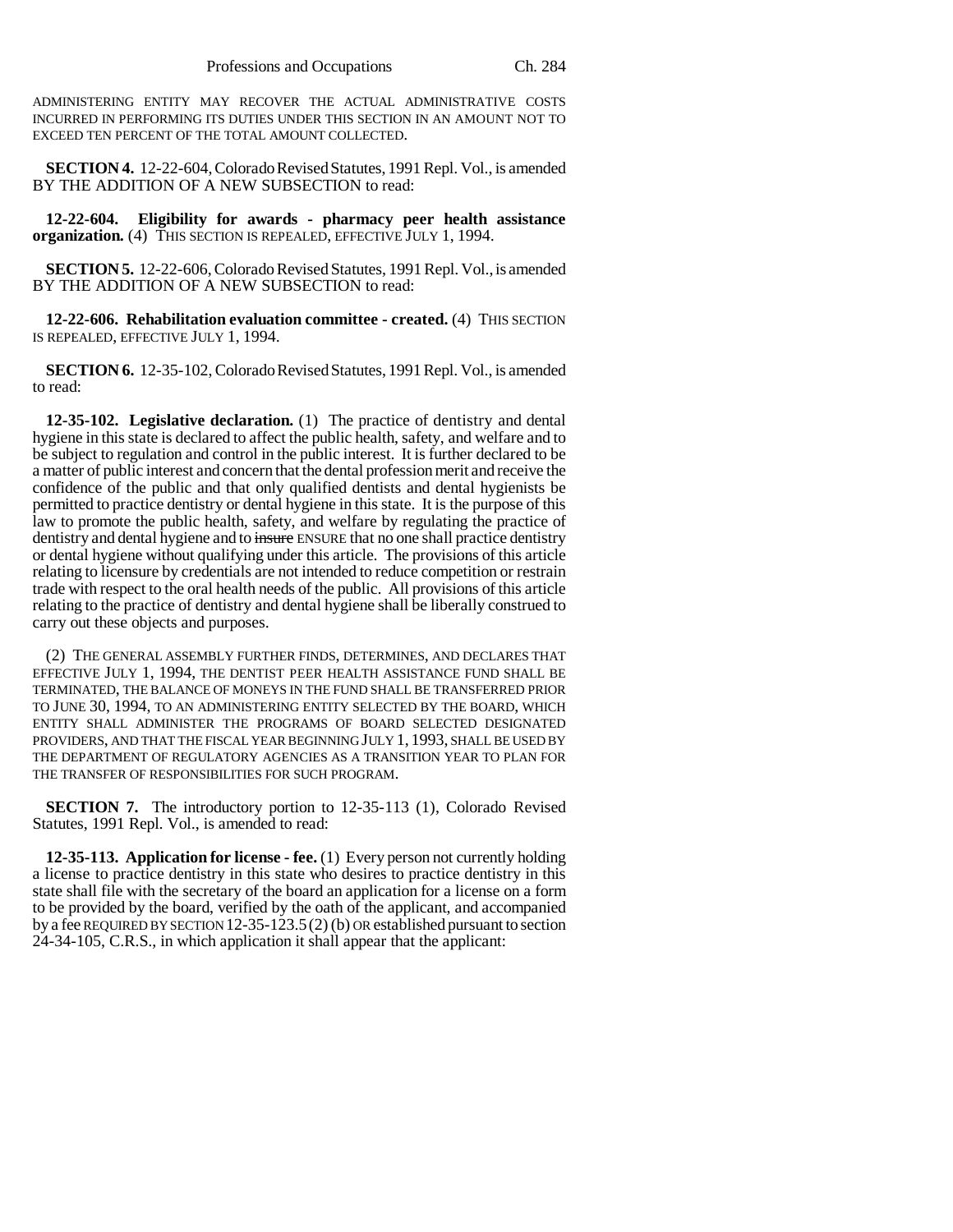ADMINISTERING ENTITY MAY RECOVER THE ACTUAL ADMINISTRATIVE COSTS INCURRED IN PERFORMING ITS DUTIES UNDER THIS SECTION IN AN AMOUNT NOT TO EXCEED TEN PERCENT OF THE TOTAL AMOUNT COLLECTED.

**SECTION 4.** 12-22-604, Colorado Revised Statutes, 1991 Repl. Vol., is amended BY THE ADDITION OF A NEW SUBSECTION to read:

**12-22-604. Eligibility for awards - pharmacy peer health assistance organization.** (4) THIS SECTION IS REPEALED, EFFECTIVE JULY 1, 1994.

**SECTION 5.** 12-22-606, Colorado Revised Statutes, 1991 Repl. Vol., is amended BY THE ADDITION OF A NEW SUBSECTION to read:

**12-22-606. Rehabilitation evaluation committee - created.** (4) THIS SECTION IS REPEALED, EFFECTIVE JULY 1, 1994.

**SECTION 6.** 12-35-102, Colorado Revised Statutes, 1991 Repl. Vol., is amended to read:

**12-35-102. Legislative declaration.** (1) The practice of dentistry and dental hygiene in this state is declared to affect the public health, safety, and welfare and to be subject to regulation and control in the public interest. It is further declared to be a matter of public interest and concern that the dental profession merit and receive the confidence of the public and that only qualified dentists and dental hygienists be permitted to practice dentistry or dental hygiene in this state. It is the purpose of this law to promote the public health, safety, and welfare by regulating the practice of dentistry and dental hygiene and to ~~insure~~ ENSURE that no one shall practice dentistry or dental hygiene without qualifying under this article. The provisions of this article relating to licensure by credentials are not intended to reduce competition or restrain trade with respect to the oral health needs of the public. All provisions of this article relating to the practice of dentistry and dental hygiene shall be liberally construed to carry out these objects and purposes.

(2) THE GENERAL ASSEMBLY FURTHER FINDS, DETERMINES, AND DECLARES THAT EFFECTIVE JULY 1, 1994, THE DENTIST PEER HEALTH ASSISTANCE FUND SHALL BE TERMINATED, THE BALANCE OF MONEYS IN THE FUND SHALL BE TRANSFERRED PRIOR TO JUNE 30, 1994, TO AN ADMINISTERING ENTITY SELECTED BY THE BOARD, WHICH ENTITY SHALL ADMINISTER THE PROGRAMS OF BOARD SELECTED DESIGNATED PROVIDERS, AND THAT THE FISCAL YEAR BEGINNING JULY 1, 1993, SHALL BE USED BY THE DEPARTMENT OF REGULATORY AGENCIES AS A TRANSITION YEAR TO PLAN FOR THE TRANSFER OF RESPONSIBILITIES FOR SUCH PROGRAM.

**SECTION 7.** The introductory portion to 12-35-113 (1), Colorado Revised Statutes, 1991 Repl. Vol., is amended to read:

**12-35-113. Application for license - fee.** (1) Every person not currently holding a license to practice dentistry in this state who desires to practice dentistry in this state shall file with the secretary of the board an application for a license on a form to be provided by the board, verified by the oath of the applicant, and accompanied by a fee REQUIRED BY SECTION 12-35-123.5 (2) (b) OR established pursuant to section 24-34-105, C.R.S., in which application it shall appear that the applicant: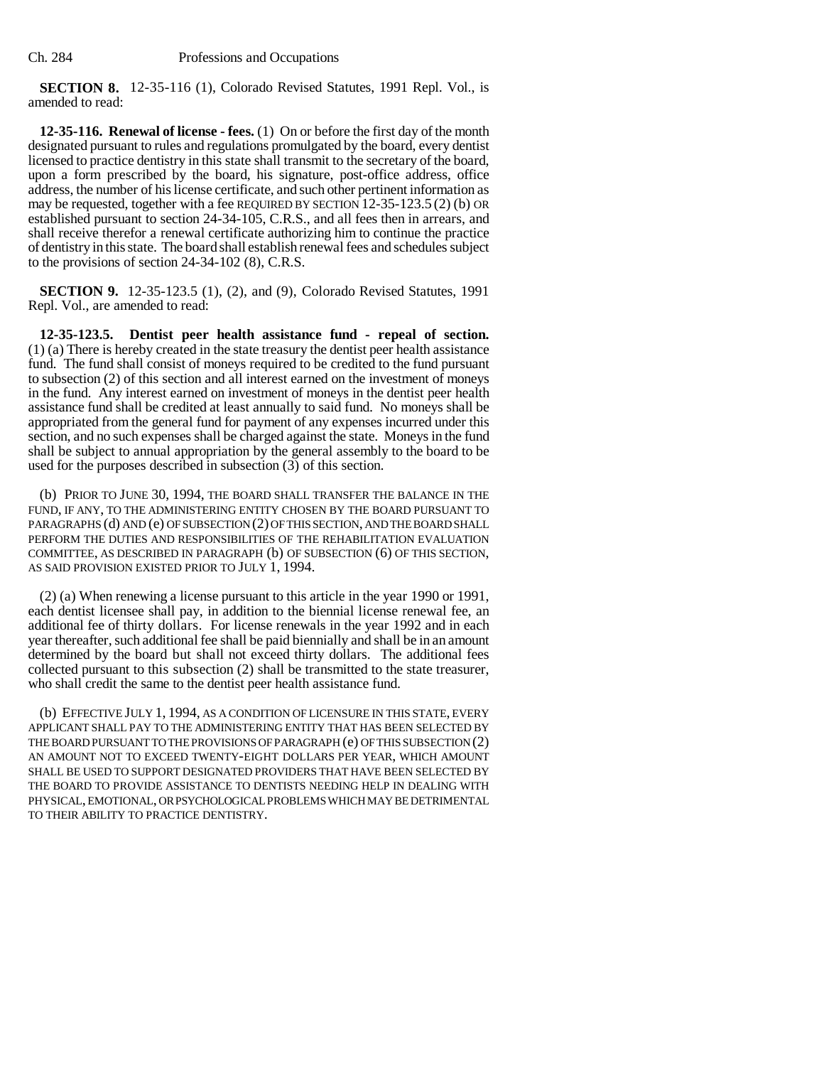**SECTION 8.** 12-35-116 (1), Colorado Revised Statutes, 1991 Repl. Vol., is amended to read:

**12-35-116. Renewal of license - fees.** (1) On or before the first day of the month designated pursuant to rules and regulations promulgated by the board, every dentist licensed to practice dentistry in this state shall transmit to the secretary of the board, upon a form prescribed by the board, his signature, post-office address, office address, the number of his license certificate, and such other pertinent information as may be requested, together with a fee REQUIRED BY SECTION 12-35-123.5 (2) (b) OR established pursuant to section 24-34-105, C.R.S., and all fees then in arrears, and shall receive therefor a renewal certificate authorizing him to continue the practice of dentistry in this state. The board shall establish renewal fees and schedules subject to the provisions of section 24-34-102 (8), C.R.S.

**SECTION 9.** 12-35-123.5 (1), (2), and (9), Colorado Revised Statutes, 1991 Repl. Vol., are amended to read:

**12-35-123.5. Dentist peer health assistance fund - repeal of section.** (1) (a) There is hereby created in the state treasury the dentist peer health assistance fund. The fund shall consist of moneys required to be credited to the fund pursuant to subsection (2) of this section and all interest earned on the investment of moneys in the fund. Any interest earned on investment of moneys in the dentist peer health assistance fund shall be credited at least annually to said fund. No moneys shall be appropriated from the general fund for payment of any expenses incurred under this section, and no such expenses shall be charged against the state. Moneys in the fund shall be subject to annual appropriation by the general assembly to the board to be used for the purposes described in subsection (3) of this section.

(b) PRIOR TO JUNE 30, 1994, THE BOARD SHALL TRANSFER THE BALANCE IN THE FUND, IF ANY, TO THE ADMINISTERING ENTITY CHOSEN BY THE BOARD PURSUANT TO PARAGRAPHS (d) AND (e) OF SUBSECTION (2) OF THIS SECTION, AND THE BOARD SHALL PERFORM THE DUTIES AND RESPONSIBILITIES OF THE REHABILITATION EVALUATION COMMITTEE, AS DESCRIBED IN PARAGRAPH (b) OF SUBSECTION (6) OF THIS SECTION, AS SAID PROVISION EXISTED PRIOR TO JULY 1, 1994.

(2) (a) When renewing a license pursuant to this article in the year 1990 or 1991, each dentist licensee shall pay, in addition to the biennial license renewal fee, an additional fee of thirty dollars. For license renewals in the year 1992 and in each year thereafter, such additional fee shall be paid biennially and shall be in an amount determined by the board but shall not exceed thirty dollars. The additional fees collected pursuant to this subsection (2) shall be transmitted to the state treasurer, who shall credit the same to the dentist peer health assistance fund.

(b) EFFECTIVE JULY 1, 1994, AS A CONDITION OF LICENSURE IN THIS STATE, EVERY APPLICANT SHALL PAY TO THE ADMINISTERING ENTITY THAT HAS BEEN SELECTED BY THE BOARD PURSUANT TO THE PROVISIONS OF PARAGRAPH (e) OF THIS SUBSECTION (2) AN AMOUNT NOT TO EXCEED TWENTY-EIGHT DOLLARS PER YEAR, WHICH AMOUNT SHALL BE USED TO SUPPORT DESIGNATED PROVIDERS THAT HAVE BEEN SELECTED BY THE BOARD TO PROVIDE ASSISTANCE TO DENTISTS NEEDING HELP IN DEALING WITH PHYSICAL, EMOTIONAL, OR PSYCHOLOGICAL PROBLEMS WHICH MAY BE DETRIMENTAL TO THEIR ABILITY TO PRACTICE DENTISTRY.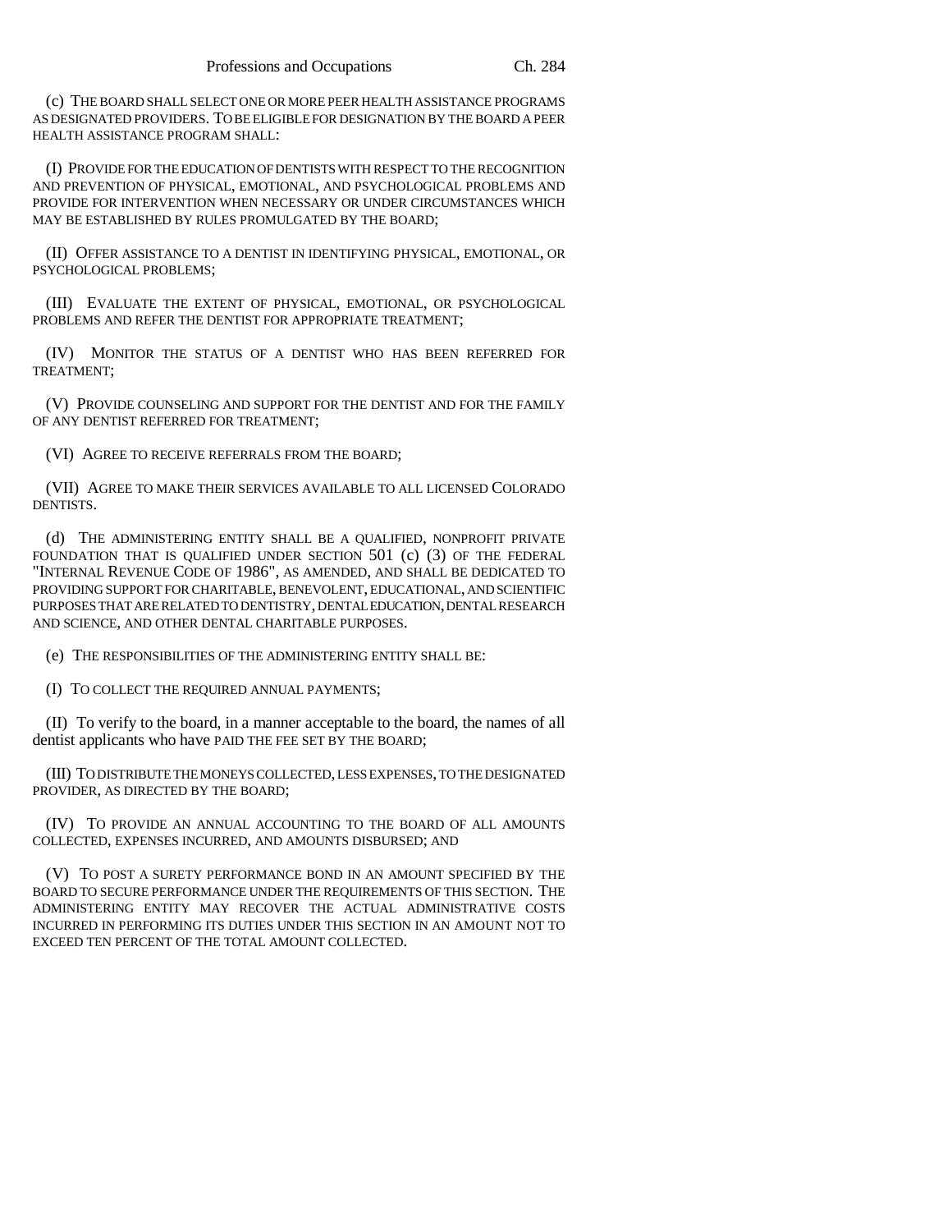(c) THE BOARD SHALL SELECT ONE OR MORE PEER HEALTH ASSISTANCE PROGRAMS AS DESIGNATED PROVIDERS. TO BE ELIGIBLE FOR DESIGNATION BY THE BOARD A PEER HEALTH ASSISTANCE PROGRAM SHALL:

(I) PROVIDE FOR THE EDUCATION OF DENTISTS WITH RESPECT TO THE RECOGNITION AND PREVENTION OF PHYSICAL, EMOTIONAL, AND PSYCHOLOGICAL PROBLEMS AND PROVIDE FOR INTERVENTION WHEN NECESSARY OR UNDER CIRCUMSTANCES WHICH MAY BE ESTABLISHED BY RULES PROMULGATED BY THE BOARD;

(II) OFFER ASSISTANCE TO A DENTIST IN IDENTIFYING PHYSICAL, EMOTIONAL, OR PSYCHOLOGICAL PROBLEMS;

(III) EVALUATE THE EXTENT OF PHYSICAL, EMOTIONAL, OR PSYCHOLOGICAL PROBLEMS AND REFER THE DENTIST FOR APPROPRIATE TREATMENT;

(IV) MONITOR THE STATUS OF A DENTIST WHO HAS BEEN REFERRED FOR TREATMENT;

(V) PROVIDE COUNSELING AND SUPPORT FOR THE DENTIST AND FOR THE FAMILY OF ANY DENTIST REFERRED FOR TREATMENT;

(VI) AGREE TO RECEIVE REFERRALS FROM THE BOARD;

(VII) AGREE TO MAKE THEIR SERVICES AVAILABLE TO ALL LICENSED COLORADO DENTISTS.

(d) THE ADMINISTERING ENTITY SHALL BE A QUALIFIED, NONPROFIT PRIVATE FOUNDATION THAT IS QUALIFIED UNDER SECTION 501 (c) (3) OF THE FEDERAL "INTERNAL REVENUE CODE OF 1986", AS AMENDED, AND SHALL BE DEDICATED TO PROVIDING SUPPORT FOR CHARITABLE, BENEVOLENT, EDUCATIONAL, AND SCIENTIFIC PURPOSES THAT ARE RELATED TO DENTISTRY, DENTAL EDUCATION, DENTAL RESEARCH AND SCIENCE, AND OTHER DENTAL CHARITABLE PURPOSES.

(e) THE RESPONSIBILITIES OF THE ADMINISTERING ENTITY SHALL BE:

(I) TO COLLECT THE REQUIRED ANNUAL PAYMENTS;

(II) To verify to the board, in a manner acceptable to the board, the names of all dentist applicants who have PAID THE FEE SET BY THE BOARD;

(III) TO DISTRIBUTE THE MONEYS COLLECTED, LESS EXPENSES, TO THE DESIGNATED PROVIDER, AS DIRECTED BY THE BOARD;

(IV) TO PROVIDE AN ANNUAL ACCOUNTING TO THE BOARD OF ALL AMOUNTS COLLECTED, EXPENSES INCURRED, AND AMOUNTS DISBURSED; AND

(V) TO POST A SURETY PERFORMANCE BOND IN AN AMOUNT SPECIFIED BY THE BOARD TO SECURE PERFORMANCE UNDER THE REQUIREMENTS OF THIS SECTION. THE ADMINISTERING ENTITY MAY RECOVER THE ACTUAL ADMINISTRATIVE COSTS INCURRED IN PERFORMING ITS DUTIES UNDER THIS SECTION IN AN AMOUNT NOT TO EXCEED TEN PERCENT OF THE TOTAL AMOUNT COLLECTED.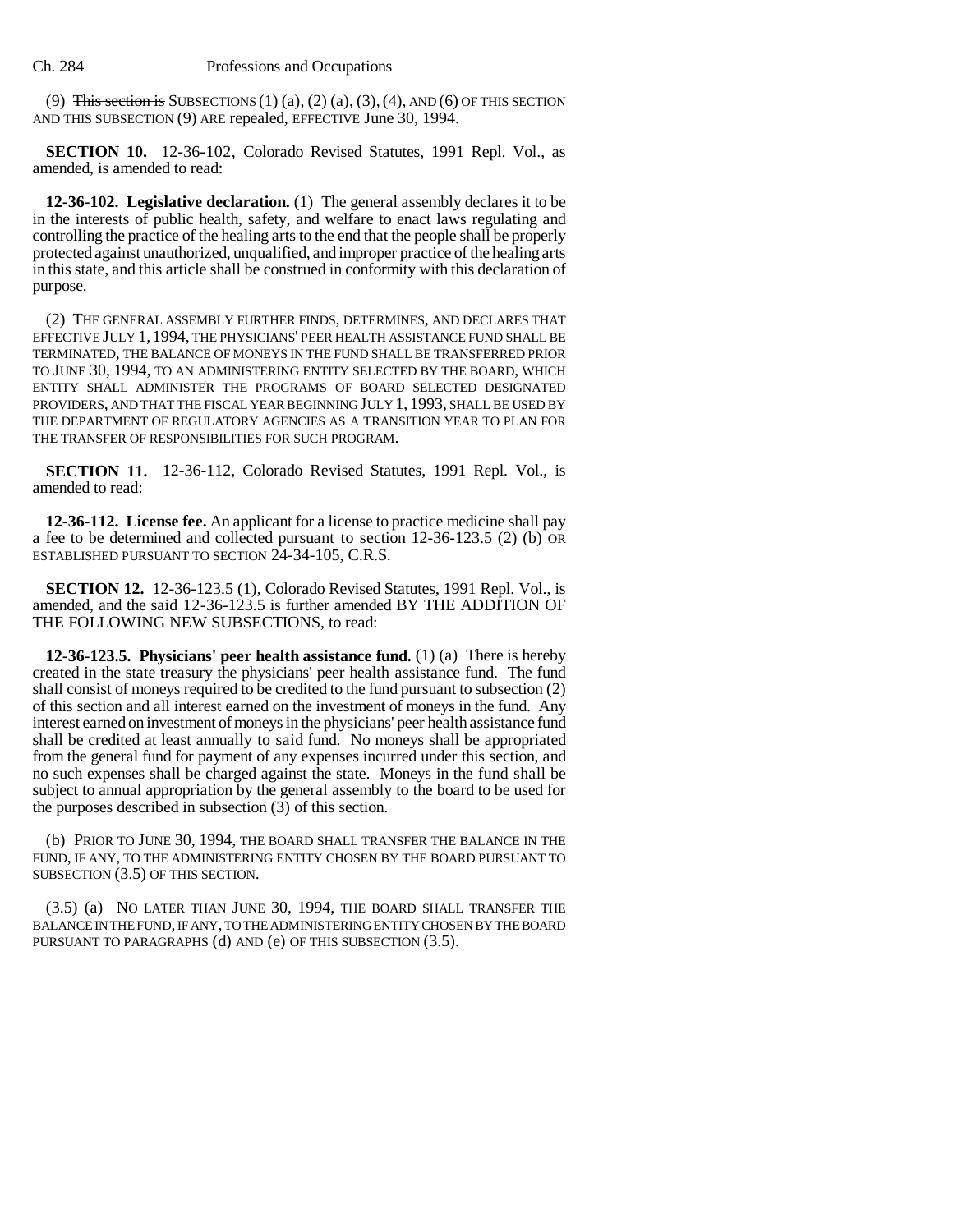(9) ~~This section is~~ SUBSECTIONS (1) (a), (2) (a), (3), (4), AND (6) OF THIS SECTION AND THIS SUBSECTION (9) ARE repealed, EFFECTIVE June 30, 1994.

**SECTION 10.** 12-36-102, Colorado Revised Statutes, 1991 Repl. Vol., as amended, is amended to read:

**12-36-102. Legislative declaration.** (1) The general assembly declares it to be in the interests of public health, safety, and welfare to enact laws regulating and controlling the practice of the healing arts to the end that the people shall be properly protected against unauthorized, unqualified, and improper practice of the healing arts in this state, and this article shall be construed in conformity with this declaration of purpose.

(2) THE GENERAL ASSEMBLY FURTHER FINDS, DETERMINES, AND DECLARES THAT EFFECTIVE JULY 1, 1994, THE PHYSICIANS' PEER HEALTH ASSISTANCE FUND SHALL BE TERMINATED, THE BALANCE OF MONEYS IN THE FUND SHALL BE TRANSFERRED PRIOR TO JUNE 30, 1994, TO AN ADMINISTERING ENTITY SELECTED BY THE BOARD, WHICH ENTITY SHALL ADMINISTER THE PROGRAMS OF BOARD SELECTED DESIGNATED PROVIDERS, AND THAT THE FISCAL YEAR BEGINNING JULY 1, 1993, SHALL BE USED BY THE DEPARTMENT OF REGULATORY AGENCIES AS A TRANSITION YEAR TO PLAN FOR THE TRANSFER OF RESPONSIBILITIES FOR SUCH PROGRAM.

**SECTION 11.** 12-36-112, Colorado Revised Statutes, 1991 Repl. Vol., is amended to read:

**12-36-112. License fee.** An applicant for a license to practice medicine shall pay a fee to be determined and collected pursuant to section 12-36-123.5 (2) (b) OR ESTABLISHED PURSUANT TO SECTION 24-34-105, C.R.S.

**SECTION 12.** 12-36-123.5 (1), Colorado Revised Statutes, 1991 Repl. Vol., is amended, and the said 12-36-123.5 is further amended BY THE ADDITION OF THE FOLLOWING NEW SUBSECTIONS, to read:

**12-36-123.5. Physicians' peer health assistance fund.** (1) (a) There is hereby created in the state treasury the physicians' peer health assistance fund. The fund shall consist of moneys required to be credited to the fund pursuant to subsection (2) of this section and all interest earned on the investment of moneys in the fund. Any interest earned on investment of moneys in the physicians' peer health assistance fund shall be credited at least annually to said fund. No moneys shall be appropriated from the general fund for payment of any expenses incurred under this section, and no such expenses shall be charged against the state. Moneys in the fund shall be subject to annual appropriation by the general assembly to the board to be used for the purposes described in subsection (3) of this section.

(b) PRIOR TO JUNE 30, 1994, THE BOARD SHALL TRANSFER THE BALANCE IN THE FUND, IF ANY, TO THE ADMINISTERING ENTITY CHOSEN BY THE BOARD PURSUANT TO SUBSECTION (3.5) OF THIS SECTION.

(3.5) (a) NO LATER THAN JUNE 30, 1994, THE BOARD SHALL TRANSFER THE BALANCE IN THE FUND, IF ANY, TO THE ADMINISTERING ENTITY CHOSEN BY THE BOARD PURSUANT TO PARAGRAPHS (d) AND (e) OF THIS SUBSECTION (3.5).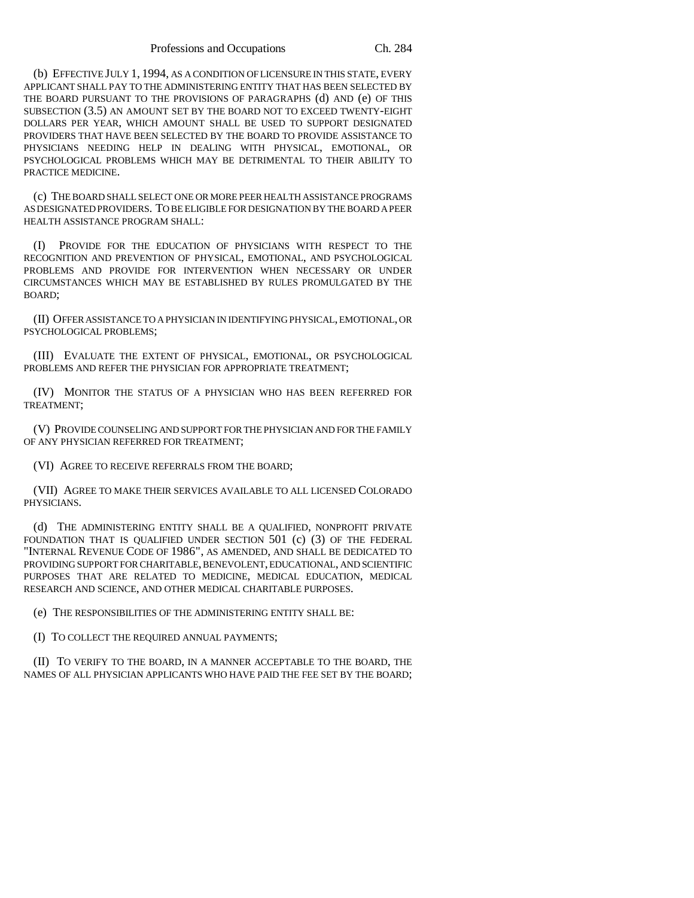(b) EFFECTIVE JULY 1, 1994, AS A CONDITION OF LICENSURE IN THIS STATE, EVERY APPLICANT SHALL PAY TO THE ADMINISTERING ENTITY THAT HAS BEEN SELECTED BY THE BOARD PURSUANT TO THE PROVISIONS OF PARAGRAPHS (d) AND (e) OF THIS SUBSECTION (3.5) AN AMOUNT SET BY THE BOARD NOT TO EXCEED TWENTY-EIGHT DOLLARS PER YEAR, WHICH AMOUNT SHALL BE USED TO SUPPORT DESIGNATED PROVIDERS THAT HAVE BEEN SELECTED BY THE BOARD TO PROVIDE ASSISTANCE TO PHYSICIANS NEEDING HELP IN DEALING WITH PHYSICAL, EMOTIONAL, OR PSYCHOLOGICAL PROBLEMS WHICH MAY BE DETRIMENTAL TO THEIR ABILITY TO PRACTICE MEDICINE.

(c) THE BOARD SHALL SELECT ONE OR MORE PEER HEALTH ASSISTANCE PROGRAMS AS DESIGNATED PROVIDERS. TO BE ELIGIBLE FOR DESIGNATION BY THE BOARD A PEER HEALTH ASSISTANCE PROGRAM SHALL:

(I) PROVIDE FOR THE EDUCATION OF PHYSICIANS WITH RESPECT TO THE RECOGNITION AND PREVENTION OF PHYSICAL, EMOTIONAL, AND PSYCHOLOGICAL PROBLEMS AND PROVIDE FOR INTERVENTION WHEN NECESSARY OR UNDER CIRCUMSTANCES WHICH MAY BE ESTABLISHED BY RULES PROMULGATED BY THE BOARD;

(II) OFFER ASSISTANCE TO A PHYSICIAN IN IDENTIFYING PHYSICAL, EMOTIONAL, OR PSYCHOLOGICAL PROBLEMS;

(III) EVALUATE THE EXTENT OF PHYSICAL, EMOTIONAL, OR PSYCHOLOGICAL PROBLEMS AND REFER THE PHYSICIAN FOR APPROPRIATE TREATMENT;

(IV) MONITOR THE STATUS OF A PHYSICIAN WHO HAS BEEN REFERRED FOR TREATMENT;

(V) PROVIDE COUNSELING AND SUPPORT FOR THE PHYSICIAN AND FOR THE FAMILY OF ANY PHYSICIAN REFERRED FOR TREATMENT;

(VI) AGREE TO RECEIVE REFERRALS FROM THE BOARD;

(VII) AGREE TO MAKE THEIR SERVICES AVAILABLE TO ALL LICENSED COLORADO PHYSICIANS.

(d) THE ADMINISTERING ENTITY SHALL BE A QUALIFIED, NONPROFIT PRIVATE FOUNDATION THAT IS QUALIFIED UNDER SECTION 501 (c) (3) OF THE FEDERAL "INTERNAL REVENUE CODE OF 1986", AS AMENDED, AND SHALL BE DEDICATED TO PROVIDING SUPPORT FOR CHARITABLE, BENEVOLENT, EDUCATIONAL, AND SCIENTIFIC PURPOSES THAT ARE RELATED TO MEDICINE, MEDICAL EDUCATION, MEDICAL RESEARCH AND SCIENCE, AND OTHER MEDICAL CHARITABLE PURPOSES.

(e) THE RESPONSIBILITIES OF THE ADMINISTERING ENTITY SHALL BE:

(I) TO COLLECT THE REQUIRED ANNUAL PAYMENTS;

(II) TO VERIFY TO THE BOARD, IN A MANNER ACCEPTABLE TO THE BOARD, THE NAMES OF ALL PHYSICIAN APPLICANTS WHO HAVE PAID THE FEE SET BY THE BOARD;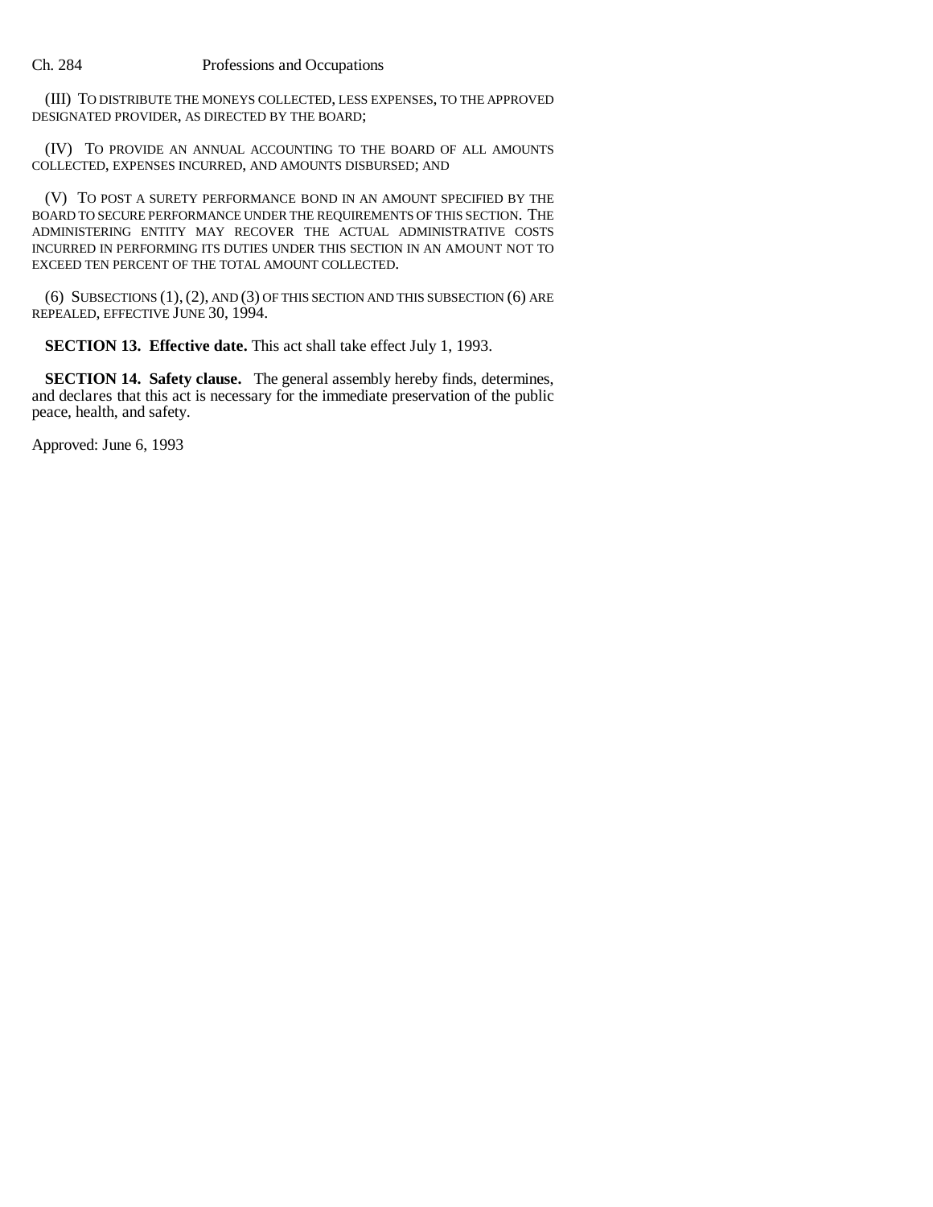(III) TO DISTRIBUTE THE MONEYS COLLECTED, LESS EXPENSES, TO THE APPROVED DESIGNATED PROVIDER, AS DIRECTED BY THE BOARD;

(IV) TO PROVIDE AN ANNUAL ACCOUNTING TO THE BOARD OF ALL AMOUNTS COLLECTED, EXPENSES INCURRED, AND AMOUNTS DISBURSED; AND

(V) TO POST A SURETY PERFORMANCE BOND IN AN AMOUNT SPECIFIED BY THE BOARD TO SECURE PERFORMANCE UNDER THE REQUIREMENTS OF THIS SECTION. THE ADMINISTERING ENTITY MAY RECOVER THE ACTUAL ADMINISTRATIVE COSTS INCURRED IN PERFORMING ITS DUTIES UNDER THIS SECTION IN AN AMOUNT NOT TO EXCEED TEN PERCENT OF THE TOTAL AMOUNT COLLECTED.

(6) SUBSECTIONS (1), (2), AND (3) OF THIS SECTION AND THIS SUBSECTION (6) ARE REPEALED, EFFECTIVE JUNE 30, 1994.

**SECTION 13. Effective date.** This act shall take effect July 1, 1993.

**SECTION 14. Safety clause.** The general assembly hereby finds, determines, and declares that this act is necessary for the immediate preservation of the public peace, health, and safety.

Approved: June 6, 1993